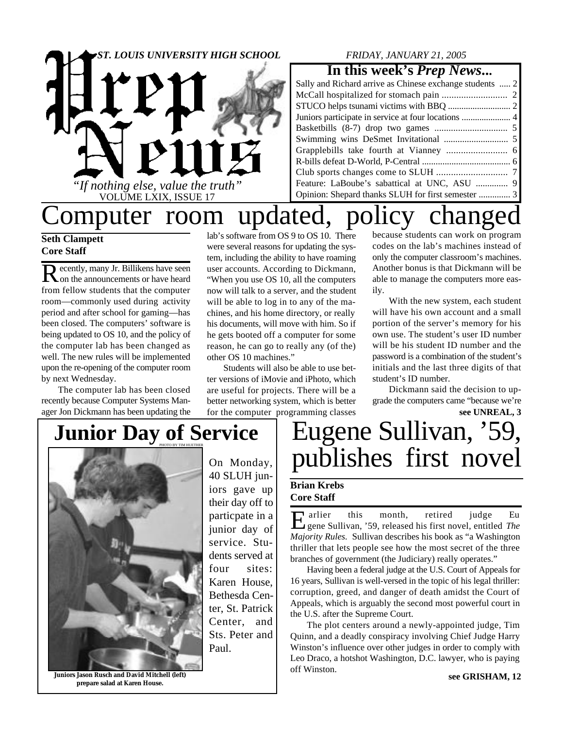# Prep News

*ST. LOUIS UNIVERSITY HIGH SCHOOL*

*"If nothing else, value the truth"*

VOLUME LXIX, ISSUE 17

*FRIDAY, JANUARY 21, 2005*

**In this week's *Prep News*...**

- Sally and Richard arrive as Chinese exchange students ..... 2
- McCall hospitalized for stomach pain ..... 2
- STUCO helps tsunami victims with BBQ ..... 2
- Juniors participate in service at four locations ..... 4
- Basketbills (8-7) drop two games ..... 5
- Swimming wins DeSmet Invitational ..... 5
- Grapplebills take fourth at Vianney ..... 6
- R-bills defeat D-World, P-Central ..... 6
- Club sports changes come to SLUH ..... 7
- Feature: LaBoube's sabbatical at UNC, ASU ..... 9
- Opinion: Shepard thanks SLUH for first semester ..... 3

# Computer room updated, policy changed

**Seth Clampett**
**Core Staff**

Recently, many Jr. Billikens have seen on the announcements or have heard from fellow students that the computer room—commonly used during activity period and after school for gaming—has been closed. The computers' software is being updated to OS 10, and the policy of the computer lab has been changed as well. The new rules will be implemented upon the re-opening of the computer room by next Wednesday.

The computer lab has been closed recently because Computer Systems Manager Jon Dickmann has been updating the lab's software from OS 9 to OS 10. There were several reasons for updating the system, including the ability to have roaming user accounts. According to Dickmann, "When you use OS 10, all the computers now will talk to a server, and the student will be able to log in to any of the machines, and his home directory, or really his documents, will move with him. So if he gets booted off a computer for some reason, he can go to really any (of the) other OS 10 machines."

Students will also be able to use better versions of iMovie and iPhoto, which are useful for projects. There will be a better networking system, which is better for the computer programming classes because students can work on program codes on the lab's machines instead of only the computer classroom's machines. Another bonus is that Dickmann will be able to manage the computers more easily.

With the new system, each student will have his own account and a small portion of the server's memory for his own use. The student's user ID number will be his student ID number and the password is a combination of the student's initials and the last three digits of that student's ID number.

Dickmann said the decision to upgrade the computers came "because we're

**see UNREAL, 3**

## Junior Day of Service

PHOTO BY TIM HUETHER

**Juniors Jason Rusch and David Mitchell (left) prepare salad at Karen House.**

On Monday, 40 SLUH juniors gave up their day off to particpate in a junior day of service. Students served at four sites: Karen House, Bethesda Center, St. Patrick Center, and Sts. Peter and Paul.

# Eugene Sullivan, '59, publishes first novel

**Brian Krebs**
**Core Staff**

Earlier this month, retired judge Eugene Sullivan, '59, released his first novel, entitled *The Majority Rules.* Sullivan describes his book as "a Washington thriller that lets people see how the most secret of the three branches of government (the Judiciary) really operates."

Having been a federal judge at the U.S. Court of Appeals for 16 years, Sullivan is well-versed in the topic of his legal thriller: corruption, greed, and danger of death amidst the Court of Appeals, which is arguably the second most powerful court in the U.S. after the Supreme Court.

The plot centers around a newly-appointed judge, Tim Quinn, and a deadly conspiracy involving Chief Judge Harry Winston's influence over other judges in order to comply with Leo Draco, a hotshot Washington, D.C. lawyer, who is paying off Winston.

**see GRISHAM, 12**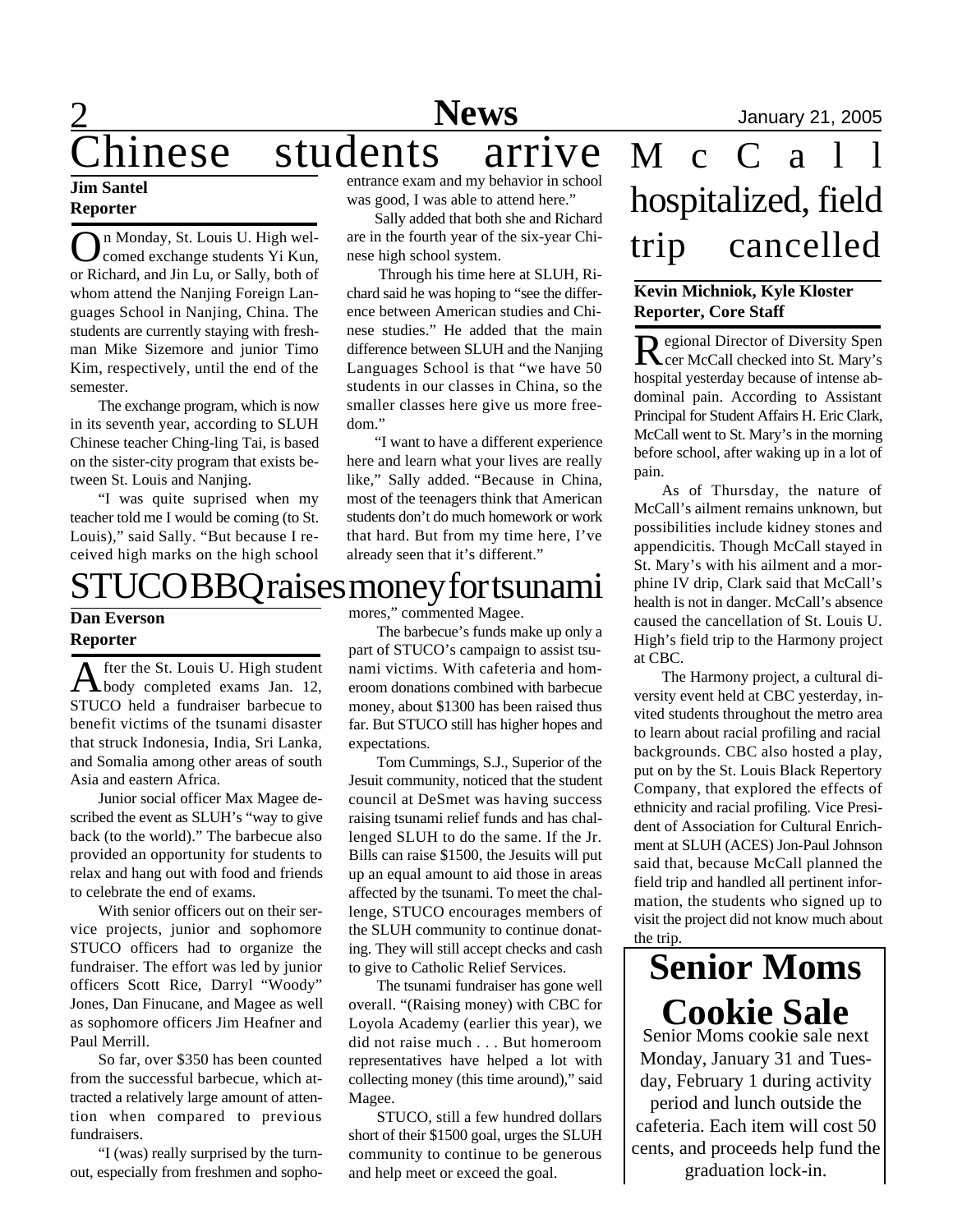# Chinese students arrive

**Jim Santel**
**Reporter**

On Monday, St. Louis U. High welcomed exchange students Yi Kun, or Richard, and Jin Lu, or Sally, both of whom attend the Nanjing Foreign Languages School in Nanjing, China. The students are currently staying with freshman Mike Sizemore and junior Timo Kim, respectively, until the end of the semester.

The exchange program, which is now in its seventh year, according to SLUH Chinese teacher Ching-ling Tai, is based on the sister-city program that exists between St. Louis and Nanjing.

"I was quite suprised when my teacher told me I would be coming (to St. Louis)," said Sally. "But because I received high marks on the high school entrance exam and my behavior in school was good, I was able to attend here."

Sally added that both she and Richard are in the fourth year of the six-year Chinese high school system.

Through his time here at SLUH, Richard said he was hoping to "see the difference between American studies and Chinese studies." He added that the main difference between SLUH and the Nanjing Languages School is that "we have 50 students in our classes in China, so the smaller classes here give us more freedom."

"I want to have a different experience here and learn what your lives are really like," Sally added. "Because in China, most of the teenagers think that American students don't do much homework or work that hard. But from my time here, I've already seen that it's different."

# STUCO BBQ raises money for tsunami

**Dan Everson**
**Reporter**

After the St. Louis U. High student body completed exams Jan. 12, STUCO held a fundraiser barbecue to benefit victims of the tsunami disaster that struck Indonesia, India, Sri Lanka, and Somalia among other areas of south Asia and eastern Africa.

Junior social officer Max Magee described the event as SLUH's "way to give back (to the world)." The barbecue also provided an opportunity for students to relax and hang out with food and friends to celebrate the end of exams.

With senior officers out on their service projects, junior and sophomore STUCO officers had to organize the fundraiser. The effort was led by junior officers Scott Rice, Darryl "Woody" Jones, Dan Finucane, and Magee as well as sophomore officers Jim Heafner and Paul Merrill.

So far, over $350 has been counted from the successful barbecue, which attracted a relatively large amount of attention when compared to previous fundraisers.

"I (was) really surprised by the turnout, especially from freshmen and sophomores," commented Magee.

The barbecue's funds make up only a part of STUCO's campaign to assist tsunami victims. With cafeteria and homeroom donations combined with barbecue money, about $1300 has been raised thus far. But STUCO still has higher hopes and expectations.

Tom Cummings, S.J., Superior of the Jesuit community, noticed that the student council at DeSmet was having success raising tsunami relief funds and has challenged SLUH to do the same. If the Jr. Bills can raise $1500, the Jesuits will put up an equal amount to aid those in areas affected by the tsunami. To meet the challenge, STUCO encourages members of the SLUH community to continue donating. They will still accept checks and cash to give to Catholic Relief Services.

The tsunami fundraiser has gone well overall. "(Raising money) with CBC for Loyola Academy (earlier this year), we did not raise much . . . But homeroom representatives have helped a lot with collecting money (this time around)," said Magee.

STUCO, still a few hundred dollars short of their $1500 goal, urges the SLUH community to continue to be generous and help meet or exceed the goal.

# McCall hospitalized, field trip cancelled

**Kevin Michniok, Kyle Kloster**
**Reporter, Core Staff**

Regional Director of Diversity Spencer McCall checked into St. Mary's hospital yesterday because of intense abdominal pain. According to Assistant Principal for Student Affairs H. Eric Clark, McCall went to St. Mary's in the morning before school, after waking up in a lot of pain.

As of Thursday, the nature of McCall's ailment remains unknown, but possibilities include kidney stones and appendicitis. Though McCall stayed in St. Mary's with his ailment and a morphine IV drip, Clark said that McCall's health is not in danger. McCall's absence caused the cancellation of St. Louis U. High's field trip to the Harmony project at CBC.

The Harmony project, a cultural diversity event held at CBC yesterday, invited students throughout the metro area to learn about racial profiling and racial backgrounds. CBC also hosted a play, put on by the St. Louis Black Repertory Company, that explored the effects of ethnicity and racial profiling. Vice President of Association for Cultural Enrichment at SLUH (ACES) Jon-Paul Johnson said that, because McCall planned the field trip and handled all pertinent information, the students who signed up to visit the project did not know much about the trip.

# Senior Moms Cookie Sale

Senior Moms cookie sale next Monday, January 31 and Tuesday, February 1 during activity period and lunch outside the cafeteria. Each item will cost 50 cents, and proceeds help fund the graduation lock-in.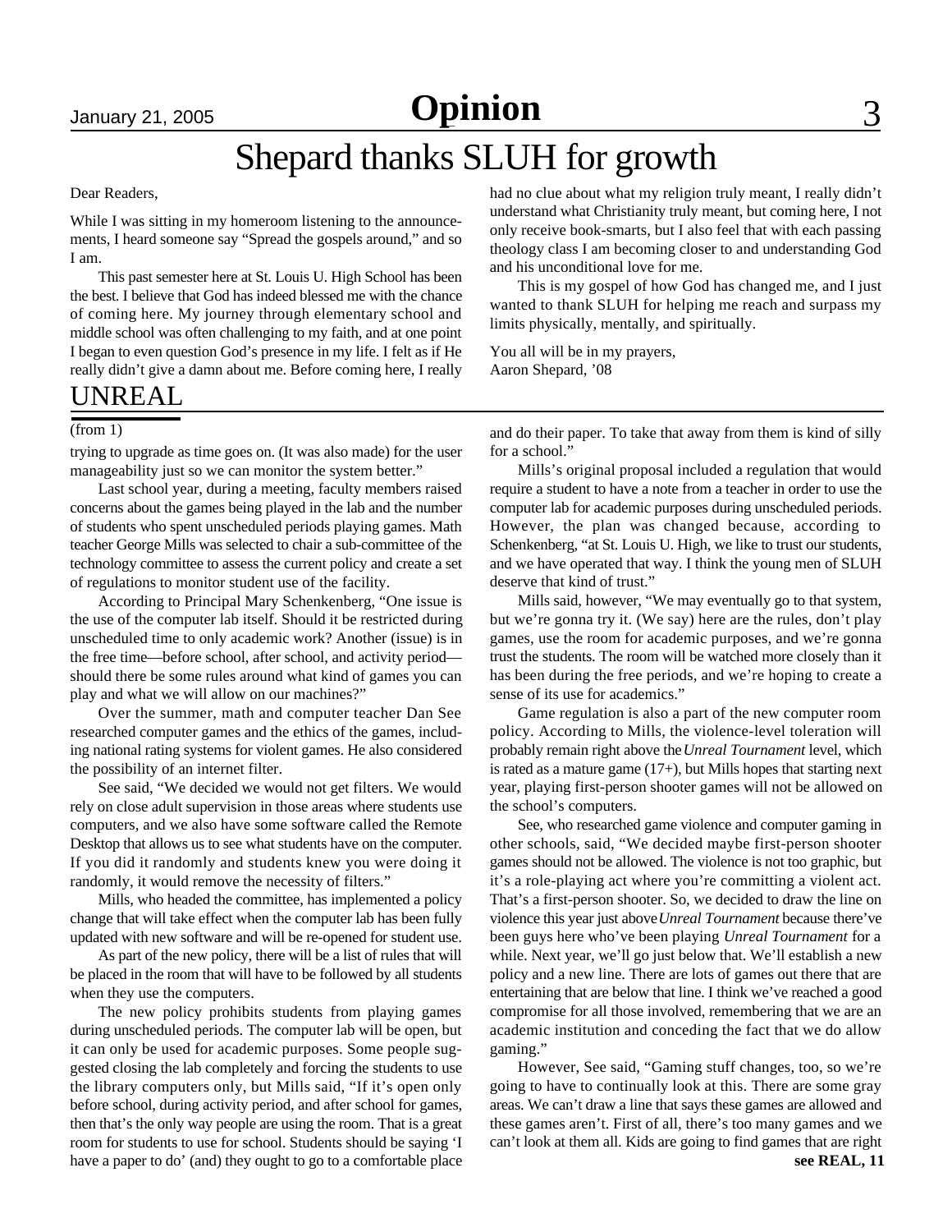# Shepard thanks SLUH for growth

Dear Readers,

While I was sitting in my homeroom listening to the announcements, I heard someone say "Spread the gospels around," and so I am.

This past semester here at St. Louis U. High School has been the best. I believe that God has indeed blessed me with the chance of coming here. My journey through elementary school and middle school was often challenging to my faith, and at one point I began to even question God's presence in my life. I felt as if He really didn't give a damn about me. Before coming here, I really had no clue about what my religion truly meant, I really didn't understand what Christianity truly meant, but coming here, I not only receive book-smarts, but I also feel that with each passing theology class I am becoming closer to and understanding God and his unconditional love for me.

This is my gospel of how God has changed me, and I just wanted to thank SLUH for helping me reach and surpass my limits physically, mentally, and spiritually.

You all will be in my prayers,
Aaron Shepard, '08

## UNREAL

(from 1)

trying to upgrade as time goes on. (It was also made) for the user manageability just so we can monitor the system better."

Last school year, during a meeting, faculty members raised concerns about the games being played in the lab and the number of students who spent unscheduled periods playing games. Math teacher George Mills was selected to chair a sub-committee of the technology committee to assess the current policy and create a set of regulations to monitor student use of the facility.

According to Principal Mary Schenkenberg, "One issue is the use of the computer lab itself. Should it be restricted during unscheduled time to only academic work? Another (issue) is in the free time—before school, after school, and activity period—should there be some rules around what kind of games you can play and what we will allow on our machines?"

Over the summer, math and computer teacher Dan See researched computer games and the ethics of the games, including national rating systems for violent games. He also considered the possibility of an internet filter.

See said, "We decided we would not get filters. We would rely on close adult supervision in those areas where students use computers, and we also have some software called the Remote Desktop that allows us to see what students have on the computer. If you did it randomly and students knew you were doing it randomly, it would remove the necessity of filters."

Mills, who headed the committee, has implemented a policy change that will take effect when the computer lab has been fully updated with new software and will be re-opened for student use.

As part of the new policy, there will be a list of rules that will be placed in the room that will have to be followed by all students when they use the computers.

The new policy prohibits students from playing games during unscheduled periods. The computer lab will be open, but it can only be used for academic purposes. Some people suggested closing the lab completely and forcing the students to use the library computers only, but Mills said, "If it's open only before school, during activity period, and after school for games, then that's the only way people are using the room. That is a great room for students to use for school. Students should be saying 'I have a paper to do' (and) they ought to go to a comfortable place and do their paper. To take that away from them is kind of silly for a school."

Mills's original proposal included a regulation that would require a student to have a note from a teacher in order to use the computer lab for academic purposes during unscheduled periods. However, the plan was changed because, according to Schenkenberg, "at St. Louis U. High, we like to trust our students, and we have operated that way. I think the young men of SLUH deserve that kind of trust."

Mills said, however, "We may eventually go to that system, but we're gonna try it. (We say) here are the rules, don't play games, use the room for academic purposes, and we're gonna trust the students. The room will be watched more closely than it has been during the free periods, and we're hoping to create a sense of its use for academics."

Game regulation is also a part of the new computer room policy. According to Mills, the violence-level toleration will probably remain right above the *Unreal Tournament* level, which is rated as a mature game (17+), but Mills hopes that starting next year, playing first-person shooter games will not be allowed on the school's computers.

See, who researched game violence and computer gaming in other schools, said, "We decided maybe first-person shooter games should not be allowed. The violence is not too graphic, but it's a role-playing act where you're committing a violent act. That's a first-person shooter. So, we decided to draw the line on violence this year just above *Unreal Tournament* because there've been guys here who've been playing *Unreal Tournament* for a while. Next year, we'll go just below that. We'll establish a new policy and a new line. There are lots of games out there that are entertaining that are below that line. I think we've reached a good compromise for all those involved, remembering that we are an academic institution and conceding the fact that we do allow gaming."

However, See said, "Gaming stuff changes, too, so we're going to have to continually look at this. There are some gray areas. We can't draw a line that says these games are allowed and these games aren't. First of all, there's too many games and we can't look at them all. Kids are going to find games that are right

**see REAL, 11**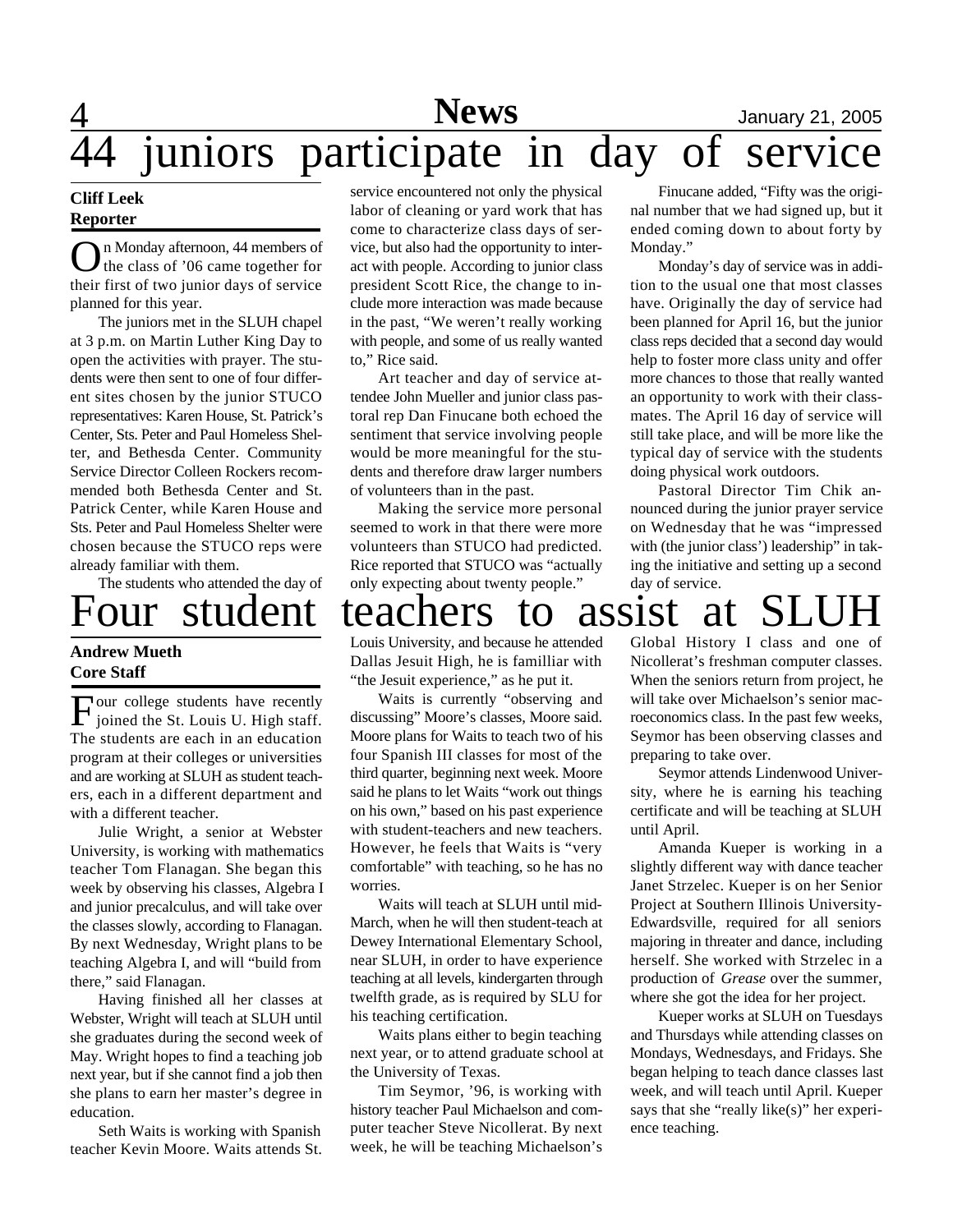# 44 juniors participate in day of service

**Cliff Leek**
**Reporter**

On Monday afternoon, 44 members of the class of '06 came together for their first of two junior days of service planned for this year.

The juniors met in the SLUH chapel at 3 p.m. on Martin Luther King Day to open the activities with prayer. The students were then sent to one of four different sites chosen by the junior STUCO representatives: Karen House, St. Patrick's Center, Sts. Peter and Paul Homeless Shelter, and Bethesda Center. Community Service Director Colleen Rockers recommended both Bethesda Center and St. Patrick Center, while Karen House and Sts. Peter and Paul Homeless Shelter were chosen because the STUCO reps were already familiar with them.

The students who attended the day of service encountered not only the physical labor of cleaning or yard work that has come to characterize class days of service, but also had the opportunity to interact with people. According to junior class president Scott Rice, the change to include more interaction was made because in the past, "We weren't really working with people, and some of us really wanted to," Rice said.

Art teacher and day of service attendee John Mueller and junior class pastoral rep Dan Finucane both echoed the sentiment that service involving people would be more meaningful for the students and therefore draw larger numbers of volunteers than in the past.

Making the service more personal seemed to work in that there were more volunteers than STUCO had predicted. Rice reported that STUCO was "actually only expecting about twenty people."

Finucane added, "Fifty was the original number that we had signed up, but it ended coming down to about forty by Monday."

Monday's day of service was in addition to the usual one that most classes have. Originally the day of service had been planned for April 16, but the junior class reps decided that a second day would help to foster more class unity and offer more chances to those that really wanted an opportunity to work with their classmates. The April 16 day of service will still take place, and will be more like the typical day of service with the students doing physical work outdoors.

Pastoral Director Tim Chik announced during the junior prayer service on Wednesday that he was "impressed with (the junior class') leadership" in taking the initiative and setting up a second day of service.

# Four student teachers to assist at SLUH

**Andrew Mueth**
**Core Staff**

Four college students have recently joined the St. Louis U. High staff. The students are each in an education program at their colleges or universities and are working at SLUH as student teachers, each in a different department and with a different teacher.

Julie Wright, a senior at Webster University, is working with mathematics teacher Tom Flanagan. She began this week by observing his classes, Algebra I and junior precalculus, and will take over the classes slowly, according to Flanagan. By next Wednesday, Wright plans to be teaching Algebra I, and will "build from there," said Flanagan.

Having finished all her classes at Webster, Wright will teach at SLUH until she graduates during the second week of May. Wright hopes to find a teaching job next year, but if she cannot find a job then she plans to earn her master's degree in education.

Seth Waits is working with Spanish teacher Kevin Moore. Waits attends St. Louis University, and because he attended Dallas Jesuit High, he is familliar with "the Jesuit experience," as he put it.

Waits is currently "observing and discussing" Moore's classes, Moore said. Moore plans for Waits to teach two of his four Spanish III classes for most of the third quarter, beginning next week. Moore said he plans to let Waits "work out things on his own," based on his past experience with student-teachers and new teachers. However, he feels that Waits is "very comfortable" with teaching, so he has no worries.

Waits will teach at SLUH until mid-March, when he will then student-teach at Dewey International Elementary School, near SLUH, in order to have experience teaching at all levels, kindergarten through twelfth grade, as is required by SLU for his teaching certification.

Waits plans either to begin teaching next year, or to attend graduate school at the University of Texas.

Tim Seymor, '96, is working with history teacher Paul Michaelson and computer teacher Steve Nicollerat. By next week, he will be teaching Michaelson's Global History I class and one of Nicollerat's freshman computer classes. When the seniors return from project, he will take over Michaelson's senior macroeconomics class. In the past few weeks, Seymor has been observing classes and preparing to take over.

Seymor attends Lindenwood University, where he is earning his teaching certificate and will be teaching at SLUH until April.

Amanda Kueper is working in a slightly different way with dance teacher Janet Strzelec. Kueper is on her Senior Project at Southern Illinois University-Edwardsville, required for all seniors majoring in threater and dance, including herself. She worked with Strzelec in a production of *Grease* over the summer, where she got the idea for her project.

Kueper works at SLUH on Tuesdays and Thursdays while attending classes on Mondays, Wednesdays, and Fridays. She began helping to teach dance classes last week, and will teach until April. Kueper says that she "really like(s)" her experience teaching.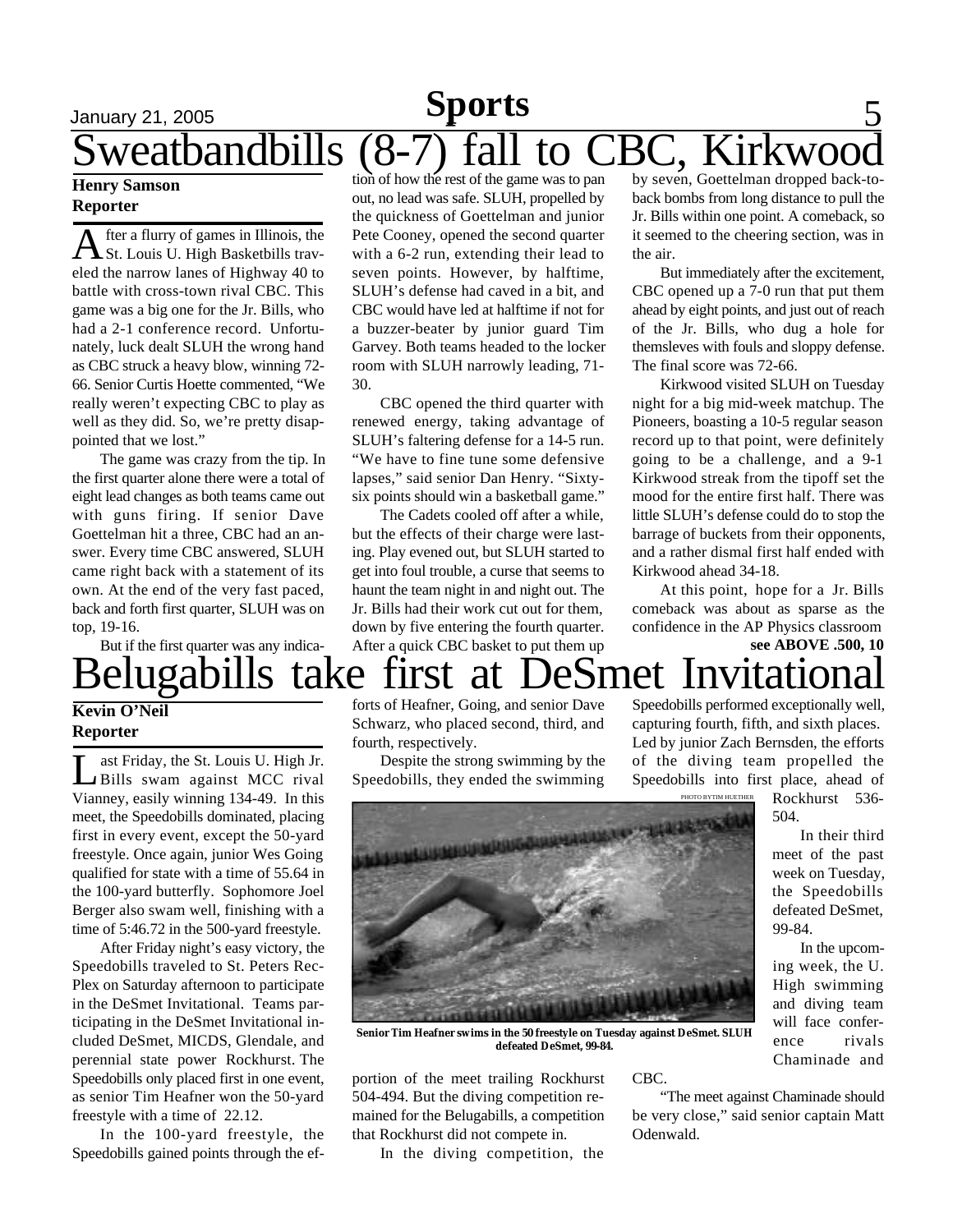# Sweatbandbills (8-7) fall to CBC, Kirkwood

**Henry Samson**
**Reporter**

After a flurry of games in Illinois, the St. Louis U. High Basketbills traveled the narrow lanes of Highway 40 to battle with cross-town rival CBC. This game was a big one for the Jr. Bills, who had a 2-1 conference record. Unfortunately, luck dealt SLUH the wrong hand as CBC struck a heavy blow, winning 72-66. Senior Curtis Hoette commented, "We really weren't expecting CBC to play as well as they did. So, we're pretty disappointed that we lost."

The game was crazy from the tip. In the first quarter alone there were a total of eight lead changes as both teams came out with guns firing. If senior Dave Goettelman hit a three, CBC had an answer. Every time CBC answered, SLUH came right back with a statement of its own. At the end of the very fast paced, back and forth first quarter, SLUH was on top, 19-16.

But if the first quarter was any indication of how the rest of the game was to pan out, no lead was safe. SLUH, propelled by the quickness of Goettelman and junior Pete Cooney, opened the second quarter with a 6-2 run, extending their lead to seven points. However, by halftime, SLUH's defense had caved in a bit, and CBC would have led at halftime if not for a buzzer-beater by junior guard Tim Garvey. Both teams headed to the locker room with SLUH narrowly leading, 71-30.

CBC opened the third quarter with renewed energy, taking advantage of SLUH's faltering defense for a 14-5 run. "We have to fine tune some defensive lapses," said senior Dan Henry. "Sixty-six points should win a basketball game."

The Cadets cooled off after a while, but the effects of their charge were lasting. Play evened out, but SLUH started to get into foul trouble, a curse that seems to haunt the team night in and night out. The Jr. Bills had their work cut out for them, down by five entering the fourth quarter. After a quick CBC basket to put them up by seven, Goettelman dropped back-to-back bombs from long distance to pull the Jr. Bills within one point. A comeback, so it seemed to the cheering section, was in the air.

But immediately after the excitement, CBC opened up a 7-0 run that put them ahead by eight points, and just out of reach of the Jr. Bills, who dug a hole for themsleves with fouls and sloppy defense. The final score was 72-66.

Kirkwood visited SLUH on Tuesday night for a big mid-week matchup. The Pioneers, boasting a 10-5 regular season record up to that point, were definitely going to be a challenge, and a 9-1 Kirkwood streak from the tipoff set the mood for the entire first half. There was little SLUH's defense could do to stop the barrage of buckets from their opponents, and a rather dismal first half ended with Kirkwood ahead 34-18.

At this point, hope for a Jr. Bills comeback was about as sparse as the confidence in the AP Physics classroom

**see ABOVE .500, 10**

# Belugabills take first at DeSmet Invitational

**Kevin O'Neil**
**Reporter**

Last Friday, the St. Louis U. High Jr. Bills swam against MCC rival Vianney, easily winning 134-49. In this meet, the Speedobills dominated, placing first in every event, except the 50-yard freestyle. Once again, junior Wes Going qualified for state with a time of 55.64 in the 100-yard butterfly. Sophomore Joel Berger also swam well, finishing with a time of 5:46.72 in the 500-yard freestyle.

After Friday night's easy victory, the Speedobills traveled to St. Peters Rec-Plex on Saturday afternoon to participate in the DeSmet Invitational. Teams participating in the DeSmet Invitational included DeSmet, MICDS, Glendale, and perennial state power Rockhurst. The Speedobills only placed first in one event, as senior Tim Heafner won the 50-yard freestyle with a time of 22.12.

In the 100-yard freestyle, the Speedobills gained points through the efforts of Heafner, Going, and senior Dave Schwarz, who placed second, third, and fourth, respectively.

Despite the strong swimming by the Speedobills, they ended the swimming portion of the meet trailing Rockhurst 504-494. But the diving competition remained for the Belugabills, a competition that Rockhurst did not compete in.

In the diving competition, the Speedobills performed exceptionally well, capturing fourth, fifth, and sixth places. Led by junior Zach Bernsden, the efforts of the diving team propelled the Speedobills into first place, ahead of Rockhurst 536-504.

PHOTO BY TIM HUETHER

Senior Tim Heafner swims in the 50 freestyle on Tuesday against DeSmet. SLUH defeated DeSmet, 99-84.

In their third meet of the past week on Tuesday, the Speedobills defeated DeSmet, 99-84.

In the upcoming week, the U. High swimming and diving team will face conference rivals Chaminade and CBC.

"The meet against Chaminade should be very close," said senior captain Matt Odenwald.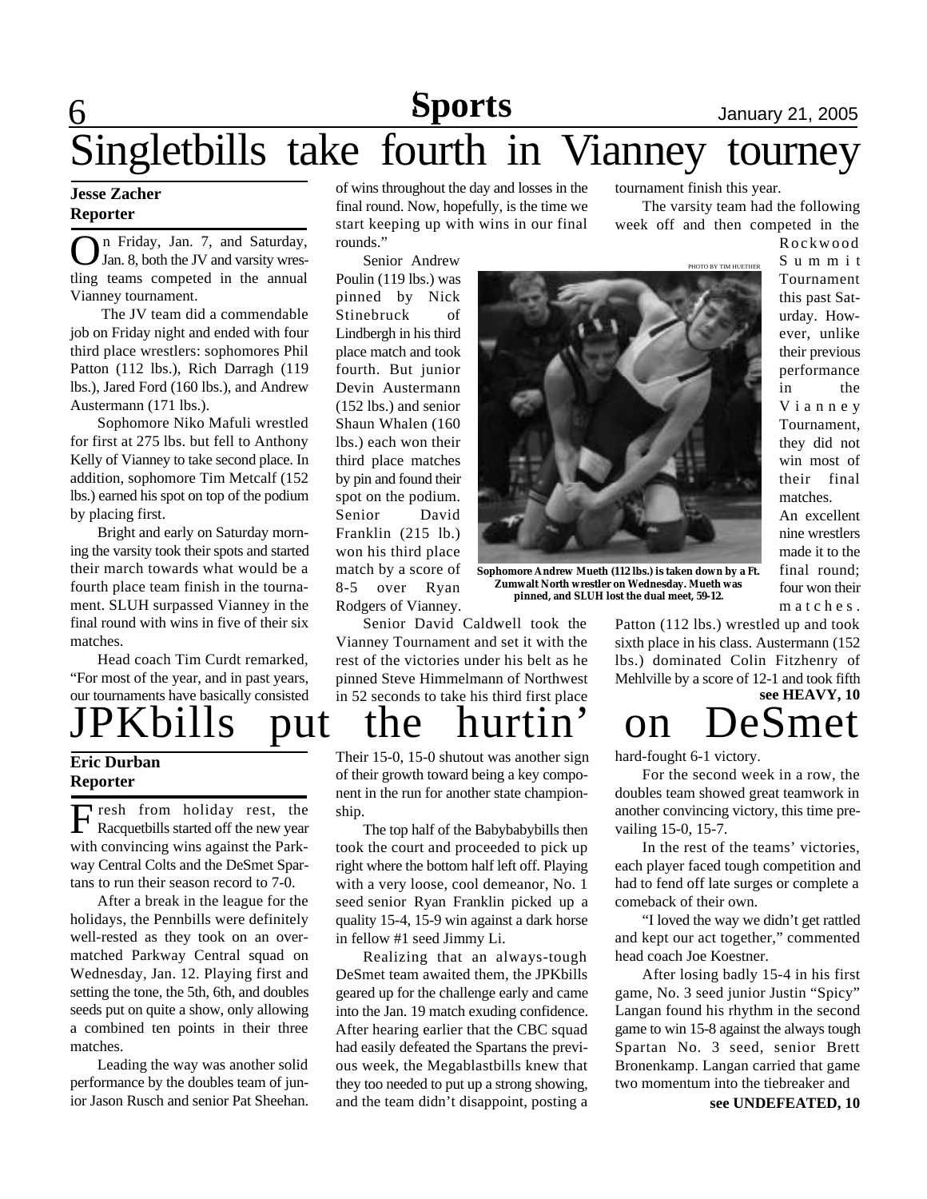# Singletbills take fourth in Vianney tourney

**Jesse Zacher**
**Reporter**

On Friday, Jan. 7, and Saturday, Jan. 8, both the JV and varsity wrestling teams competed in the annual Vianney tournament.

The JV team did a commendable job on Friday night and ended with four third place wrestlers: sophomores Phil Patton (112 lbs.), Rich Darragh (119 lbs.), Jared Ford (160 lbs.), and Andrew Austermann (171 lbs.).

Sophomore Niko Mafuli wrestled for first at 275 lbs. but fell to Anthony Kelly of Vianney to take second place. In addition, sophomore Tim Metcalf (152 lbs.) earned his spot on top of the podium by placing first.

Bright and early on Saturday morning the varsity took their spots and started their march towards what would be a fourth place team finish in the tournament. SLUH surpassed Vianney in the final round with wins in five of their six matches.

Head coach Tim Curdt remarked, "For most of the year, and in past years, our tournaments have basically consisted of wins throughout the day and losses in the final round. Now, hopefully, is the time we start keeping up with wins in our final rounds."

Senior Andrew Poulin (119 lbs.) was pinned by Nick Stinebruck of Lindbergh in his third place match and took fourth. But junior Devin Austermann (152 lbs.) and senior Shaun Whalen (160 lbs.) each won their third place matches by pin and found their spot on the podium. Senior David Franklin (215 lb.) won his third place match by a score of 8-5 over Ryan Rodgers of Vianney.

PHOTO BY TIM HUETHER

**Sophomore Andrew Mueth (112 lbs.) is taken down by a Ft. Zumwalt North wrestler on Wednesday. Mueth was pinned, and SLUH lost the dual meet, 59-12.**

Senior David Caldwell took the Vianney Tournament and set it with the rest of the victories under his belt as he pinned Steve Himmelmann of Northwest in 52 seconds to take his third first place tournament finish this year.

The varsity team had the following week off and then competed in the Rockwood Summit Tournament this past Saturday. However, unlike their previous performance in the Vianney Tournament, they did not win most of their final matches. An excellent nine wrestlers made it to the final round; four won their matches. Patton (112 lbs.) wrestled up and took sixth place in his class. Austermann (152 lbs.) dominated Colin Fitzhenry of Mehlville by a score of 12-1 and took fifth

**see HEAVY, 10**

# JPKbills put the hurtin' on DeSmet

**Eric Durban**
**Reporter**

Fresh from holiday rest, the Racquetbills started off the new year with convincing wins against the Parkway Central Colts and the DeSmet Spartans to run their season record to 7-0.

After a break in the league for the holidays, the Pennbills were definitely well-rested as they took on an overmatched Parkway Central squad on Wednesday, Jan. 12. Playing first and setting the tone, the 5th, 6th, and doubles seeds put on quite a show, only allowing a combined ten points in their three matches.

Leading the way was another solid performance by the doubles team of junior Jason Rusch and senior Pat Sheehan. Their 15-0, 15-0 shutout was another sign of their growth toward being a key component in the run for another state championship.

The top half of the Babybabybills then took the court and proceeded to pick up right where the bottom half left off. Playing with a very loose, cool demeanor, No. 1 seed senior Ryan Franklin picked up a quality 15-4, 15-9 win against a dark horse in fellow #1 seed Jimmy Li.

Realizing that an always-tough DeSmet team awaited them, the JPKbills geared up for the challenge early and came into the Jan. 19 match exuding confidence. After hearing earlier that the CBC squad had easily defeated the Spartans the previous week, the Megablastbills knew that they too needed to put up a strong showing, and the team didn't disappoint, posting a hard-fought 6-1 victory.

For the second week in a row, the doubles team showed great teamwork in another convincing victory, this time prevailing 15-0, 15-7.

In the rest of the teams' victories, each player faced tough competition and had to fend off late surges or complete a comeback of their own.

"I loved the way we didn't get rattled and kept our act together," commented head coach Joe Koestner.

After losing badly 15-4 in his first game, No. 3 seed junior Justin "Spicy" Langan found his rhythm in the second game to win 15-8 against the always tough Spartan No. 3 seed, senior Brett Bronenkamp. Langan carried that game two momentum into the tiebreaker and

**see UNDEFEATED, 10**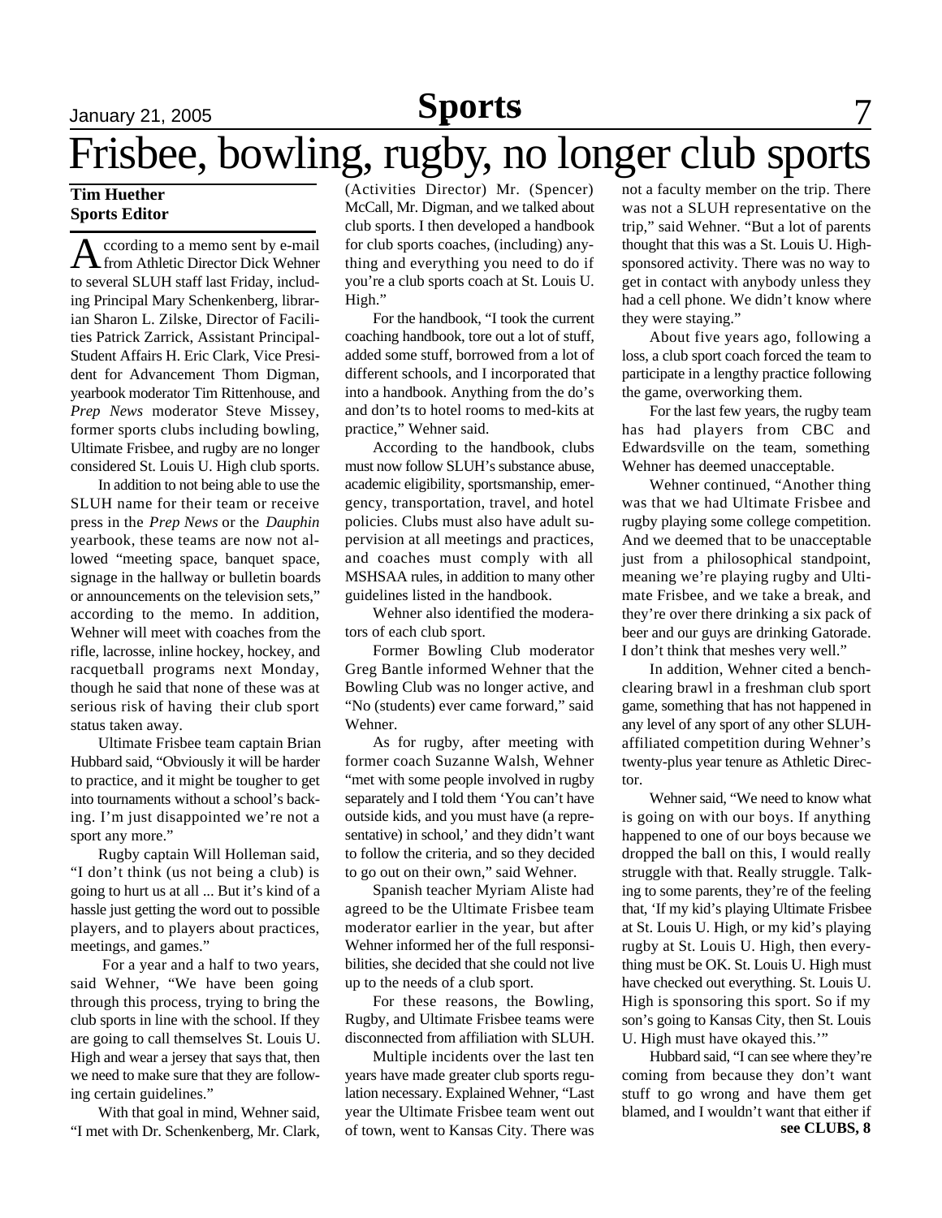# Frisbee, bowling, rugby, no longer club sports

**Tim Huether**
**Sports Editor**

According to a memo sent by e-mail from Athletic Director Dick Wehner to several SLUH staff last Friday, including Principal Mary Schenkenberg, librarian Sharon L. Zilske, Director of Facilities Patrick Zarrick, Assistant Principal-Student Affairs H. Eric Clark, Vice President for Advancement Thom Digman, yearbook moderator Tim Rittenhouse, and *Prep News* moderator Steve Missey, former sports clubs including bowling, Ultimate Frisbee, and rugby are no longer considered St. Louis U. High club sports.

In addition to not being able to use the SLUH name for their team or receive press in the *Prep News* or the *Dauphin* yearbook, these teams are now not allowed "meeting space, banquet space, signage in the hallway or bulletin boards or announcements on the television sets," according to the memo. In addition, Wehner will meet with coaches from the rifle, lacrosse, inline hockey, hockey, and racquetball programs next Monday, though he said that none of these was at serious risk of having their club sport status taken away.

Ultimate Frisbee team captain Brian Hubbard said, "Obviously it will be harder to practice, and it might be tougher to get into tournaments without a school's backing. I'm just disappointed we're not a sport any more."

Rugby captain Will Holleman said, "I don't think (us not being a club) is going to hurt us at all ... But it's kind of a hassle just getting the word out to possible players, and to players about practices, meetings, and games."

For a year and a half to two years, said Wehner, "We have been going through this process, trying to bring the club sports in line with the school. If they are going to call themselves St. Louis U. High and wear a jersey that says that, then we need to make sure that they are following certain guidelines."

With that goal in mind, Wehner said, "I met with Dr. Schenkenberg, Mr. Clark, (Activities Director) Mr. (Spencer) McCall, Mr. Digman, and we talked about club sports. I then developed a handbook for club sports coaches, (including) anything and everything you need to do if you're a club sports coach at St. Louis U. High."

For the handbook, "I took the current coaching handbook, tore out a lot of stuff, added some stuff, borrowed from a lot of different schools, and I incorporated that into a handbook. Anything from the do's and don'ts to hotel rooms to med-kits at practice," Wehner said.

According to the handbook, clubs must now follow SLUH's substance abuse, academic eligibility, sportsmanship, emergency, transportation, travel, and hotel policies. Clubs must also have adult supervision at all meetings and practices, and coaches must comply with all MSHSAA rules, in addition to many other guidelines listed in the handbook.

Wehner also identified the moderators of each club sport.

Former Bowling Club moderator Greg Bantle informed Wehner that the Bowling Club was no longer active, and "No (students) ever came forward," said Wehner.

As for rugby, after meeting with former coach Suzanne Walsh, Wehner "met with some people involved in rugby separately and I told them 'You can't have outside kids, and you must have (a representative) in school,' and they didn't want to follow the criteria, and so they decided to go out on their own," said Wehner.

Spanish teacher Myriam Aliste had agreed to be the Ultimate Frisbee team moderator earlier in the year, but after Wehner informed her of the full responsibilities, she decided that she could not live up to the needs of a club sport.

For these reasons, the Bowling, Rugby, and Ultimate Frisbee teams were disconnected from affiliation with SLUH.

Multiple incidents over the last ten years have made greater club sports regulation necessary. Explained Wehner, "Last year the Ultimate Frisbee team went out of town, went to Kansas City. There was not a faculty member on the trip. There was not a SLUH representative on the trip," said Wehner. "But a lot of parents thought that this was a St. Louis U. High-sponsored activity. There was no way to get in contact with anybody unless they had a cell phone. We didn't know where they were staying."

About five years ago, following a loss, a club sport coach forced the team to participate in a lengthy practice following the game, overworking them.

For the last few years, the rugby team has had players from CBC and Edwardsville on the team, something Wehner has deemed unacceptable.

Wehner continued, "Another thing was that we had Ultimate Frisbee and rugby playing some college competition. And we deemed that to be unacceptable just from a philosophical standpoint, meaning we're playing rugby and Ultimate Frisbee, and we take a break, and they're over there drinking a six pack of beer and our guys are drinking Gatorade. I don't think that meshes very well."

In addition, Wehner cited a bench-clearing brawl in a freshman club sport game, something that has not happened in any level of any sport of any other SLUH-affiliated competition during Wehner's twenty-plus year tenure as Athletic Director.

Wehner said, "We need to know what is going on with our boys. If anything happened to one of our boys because we dropped the ball on this, I would really struggle with that. Really struggle. Talking to some parents, they're of the feeling that, 'If my kid's playing Ultimate Frisbee at St. Louis U. High, or my kid's playing rugby at St. Louis U. High, then everything must be OK. St. Louis U. High must have checked out everything. St. Louis U. High is sponsoring this sport. So if my son's going to Kansas City, then St. Louis U. High must have okayed this.'"

Hubbard said, "I can see where they're coming from because they don't want stuff to go wrong and have them get blamed, and I wouldn't want that either if

**see CLUBS, 8**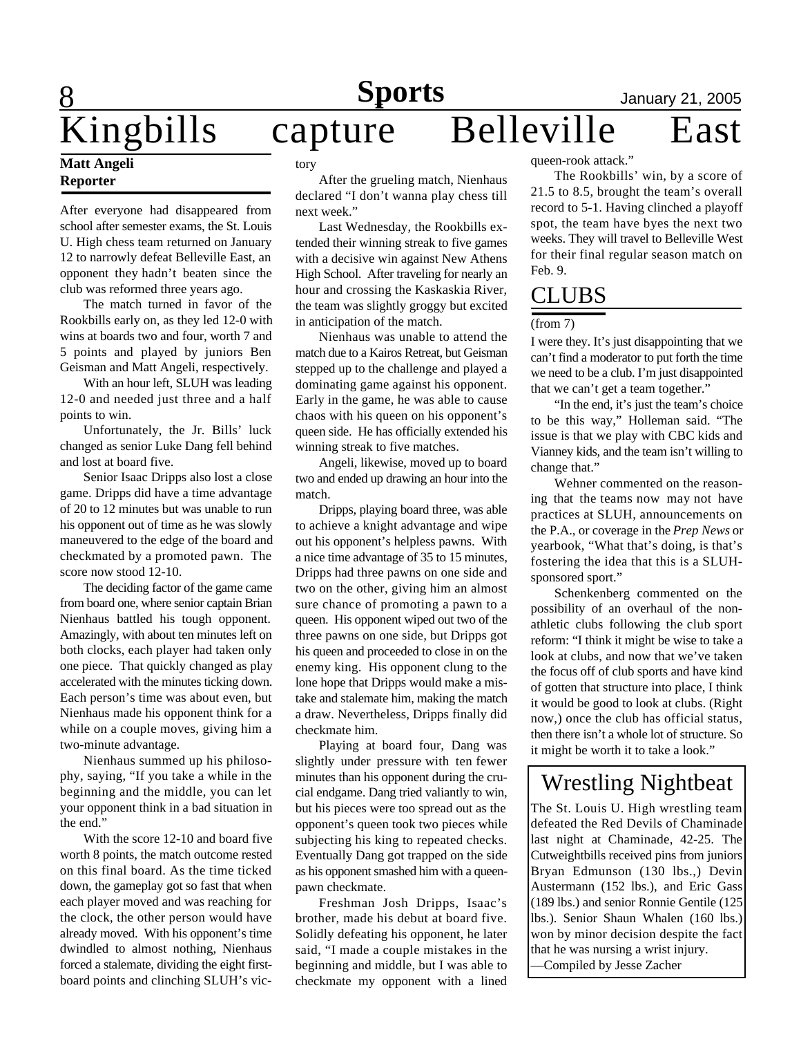# Kingbills capture Belleville East

**Matt Angeli**
**Reporter**

After everyone had disappeared from school after semester exams, the St. Louis U. High chess team returned on January 12 to narrowly defeat Belleville East, an opponent they hadn't beaten since the club was reformed three years ago.

The match turned in favor of the Rookbills early on, as they led 12-0 with wins at boards two and four, worth 7 and 5 points and played by juniors Ben Geisman and Matt Angeli, respectively.

With an hour left, SLUH was leading 12-0 and needed just three and a half points to win.

Unfortunately, the Jr. Bills' luck changed as senior Luke Dang fell behind and lost at board five.

Senior Isaac Dripps also lost a close game. Dripps did have a time advantage of 20 to 12 minutes but was unable to run his opponent out of time as he was slowly maneuvered to the edge of the board and checkmated by a promoted pawn. The score now stood 12-10.

The deciding factor of the game came from board one, where senior captain Brian Nienhaus battled his tough opponent. Amazingly, with about ten minutes left on both clocks, each player had taken only one piece. That quickly changed as play accelerated with the minutes ticking down. Each person's time was about even, but Nienhaus made his opponent think for a while on a couple moves, giving him a two-minute advantage.

Nienhaus summed up his philosophy, saying, "If you take a while in the beginning and the middle, you can let your opponent think in a bad situation in the end."

With the score 12-10 and board five worth 8 points, the match outcome rested on this final board. As the time ticked down, the gameplay got so fast that when each player moved and was reaching for the clock, the other person would have already moved. With his opponent's time dwindled to almost nothing, Nienhaus forced a stalemate, dividing the eight first-board points and clinching SLUH's victory.

After the grueling match, Nienhaus declared "I don't wanna play chess till next week."

Last Wednesday, the Rookbills extended their winning streak to five games with a decisive win against New Athens High School. After traveling for nearly an hour and crossing the Kaskaskia River, the team was slightly groggy but excited in anticipation of the match.

Nienhaus was unable to attend the match due to a Kairos Retreat, but Geisman stepped up to the challenge and played a dominating game against his opponent. Early in the game, he was able to cause chaos with his queen on his opponent's queen side. He has officially extended his winning streak to five matches.

Angeli, likewise, moved up to board two and ended up drawing an hour into the match.

Dripps, playing board three, was able to achieve a knight advantage and wipe out his opponent's helpless pawns. With a nice time advantage of 35 to 15 minutes, Dripps had three pawns on one side and two on the other, giving him an almost sure chance of promoting a pawn to a queen. His opponent wiped out two of the three pawns on one side, but Dripps got his queen and proceeded to close in on the enemy king. His opponent clung to the lone hope that Dripps would make a mistake and stalemate him, making the match a draw. Nevertheless, Dripps finally did checkmate him.

Playing at board four, Dang was slightly under pressure with ten fewer minutes than his opponent during the crucial endgame. Dang tried valiantly to win, but his pieces were too spread out as the opponent's queen took two pieces while subjecting his king to repeated checks. Eventually Dang got trapped on the side as his opponent smashed him with a queen-pawn checkmate.

Freshman Josh Dripps, Isaac's brother, made his debut at board five. Solidly defeating his opponent, he later said, "I made a couple mistakes in the beginning and middle, but I was able to checkmate my opponent with a lined queen-rook attack."

The Rookbills' win, by a score of 21.5 to 8.5, brought the team's overall record to 5-1. Having clinched a playoff spot, the team have byes the next two weeks. They will travel to Belleville West for their final regular season match on Feb. 9.

## CLUBS

(from 7)

I were they. It's just disappointing that we can't find a moderator to put forth the time we need to be a club. I'm just disappointed that we can't get a team together."

"In the end, it's just the team's choice to be this way," Holleman said. "The issue is that we play with CBC kids and Vianney kids, and the team isn't willing to change that."

Wehner commented on the reasoning that the teams now may not have practices at SLUH, announcements on the P.A., or coverage in the *Prep News* or yearbook, "What that's doing, is that's fostering the idea that this is a SLUH-sponsored sport."

Schenkenberg commented on the possibility of an overhaul of the non-athletic clubs following the club sport reform: "I think it might be wise to take a look at clubs, and now that we've taken the focus off of club sports and have kind of gotten that structure into place, I think it would be good to look at clubs. (Right now,) once the club has official status, then there isn't a whole lot of structure. So it might be worth it to take a look."

## Wrestling Nightbeat

The St. Louis U. High wrestling team defeated the Red Devils of Chaminade last night at Chaminade, 42-25. The Cutweightbills received pins from juniors Bryan Edmunson (130 lbs.,) Devin Austermann (152 lbs.), and Eric Gass (189 lbs.) and senior Ronnie Gentile (125 lbs.). Senior Shaun Whalen (160 lbs.) won by minor decision despite the fact that he was nursing a wrist injury.

—Compiled by Jesse Zacher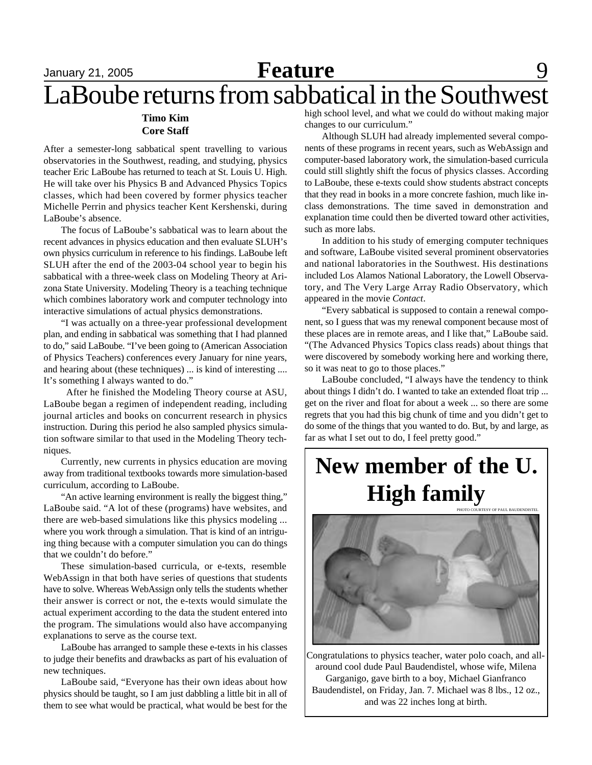# LaBoube returns from sabbatical in the Southwest

**Timo Kim**
**Core Staff**

After a semester-long sabbatical spent travelling to various observatories in the Southwest, reading, and studying, physics teacher Eric LaBoube has returned to teach at St. Louis U. High. He will take over his Physics B and Advanced Physics Topics classes, which had been covered by former physics teacher Michelle Perrin and physics teacher Kent Kershenski, during LaBoube's absence.

The focus of LaBoube's sabbatical was to learn about the recent advances in physics education and then evaluate SLUH's own physics curriculum in reference to his findings. LaBoube left SLUH after the end of the 2003-04 school year to begin his sabbatical with a three-week class on Modeling Theory at Arizona State University. Modeling Theory is a teaching technique which combines laboratory work and computer technology into interactive simulations of actual physics demonstrations.

"I was actually on a three-year professional development plan, and ending in sabbatical was something that I had planned to do," said LaBoube. "I've been going to (American Association of Physics Teachers) conferences every January for nine years, and hearing about (these techniques) ... is kind of interesting .... It's something I always wanted to do."

After he finished the Modeling Theory course at ASU, LaBoube began a regimen of independent reading, including journal articles and books on concurrent research in physics instruction. During this period he also sampled physics simulation software similar to that used in the Modeling Theory techniques.

Currently, new currents in physics education are moving away from traditional textbooks towards more simulation-based curriculum, according to LaBoube.

"An active learning environment is really the biggest thing," LaBoube said. "A lot of these (programs) have websites, and there are web-based simulations like this physics modeling ... where you work through a simulation. That is kind of an intriguing thing because with a computer simulation you can do things that we couldn't do before."

These simulation-based curricula, or e-texts, resemble WebAssign in that both have series of questions that students have to solve. Whereas WebAssign only tells the students whether their answer is correct or not, the e-texts would simulate the actual experiment according to the data the student entered into the program. The simulations would also have accompanying explanations to serve as the course text.

LaBoube has arranged to sample these e-texts in his classes to judge their benefits and drawbacks as part of his evaluation of new techniques.

LaBoube said, "Everyone has their own ideas about how physics should be taught, so I am just dabbling a little bit in all of them to see what would be practical, what would be best for the high school level, and what we could do without making major changes to our curriculum."

Although SLUH had already implemented several components of these programs in recent years, such as WebAssign and computer-based laboratory work, the simulation-based curricula could still slightly shift the focus of physics classes. According to LaBoube, these e-texts could show students abstract concepts that they read in books in a more concrete fashion, much like in-class demonstrations. The time saved in demonstration and explanation time could then be diverted toward other activities, such as more labs.

In addition to his study of emerging computer techniques and software, LaBoube visited several prominent observatories and national laboratories in the Southwest. His destinations included Los Alamos National Laboratory, the Lowell Observatory, and The Very Large Array Radio Observatory, which appeared in the movie *Contact*.

"Every sabbatical is supposed to contain a renewal component, so I guess that was my renewal component because most of these places are in remote areas, and I like that," LaBoube said. "(The Advanced Physics Topics class reads) about things that were discovered by somebody working here and working there, so it was neat to go to those places."

LaBoube concluded, "I always have the tendency to think about things I didn't do. I wanted to take an extended float trip ... get on the river and float for about a week ... so there are some regrets that you had this big chunk of time and you didn't get to do some of the things that you wanted to do. But, by and large, as far as what I set out to do, I feel pretty good."

## New member of the U. High family

PHOTO COURTESY OF PAUL BAUDENDISTEL

Congratulations to physics teacher, water polo coach, and all-around cool dude Paul Baudendistel, whose wife, Milena Garganigo, gave birth to a boy, Michael Gianfranco Baudendistel, on Friday, Jan. 7. Michael was 8 lbs., 12 oz., and was 22 inches long at birth.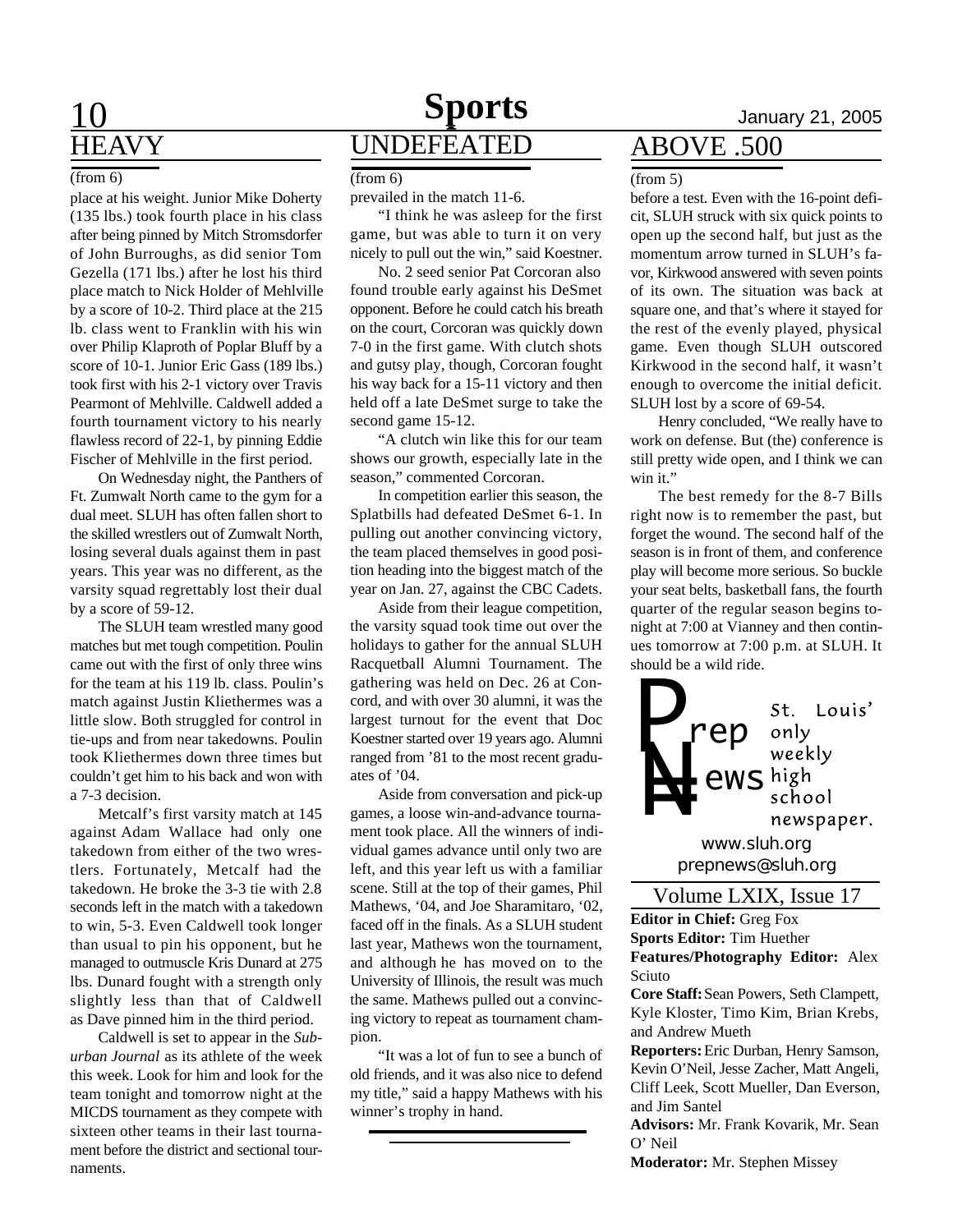# Sports

## HEAVY

(from 6)

place at his weight. Junior Mike Doherty (135 lbs.) took fourth place in his class after being pinned by Mitch Stromsdorfer of John Burroughs, as did senior Tom Gezella (171 lbs.) after he lost his third place match to Nick Holder of Mehlville by a score of 10-2. Third place at the 215 lb. class went to Franklin with his win over Philip Klaproth of Poplar Bluff by a score of 10-1. Junior Eric Gass (189 lbs.) took first with his 2-1 victory over Travis Pearmont of Mehlville. Caldwell added a fourth tournament victory to his nearly flawless record of 22-1, by pinning Eddie Fischer of Mehlville in the first period.

On Wednesday night, the Panthers of Ft. Zumwalt North came to the gym for a dual meet. SLUH has often fallen short to the skilled wrestlers out of Zumwalt North, losing several duals against them in past years. This year was no different, as the varsity squad regrettably lost their dual by a score of 59-12.

The SLUH team wrestled many good matches but met tough competition. Poulin came out with the first of only three wins for the team at his 119 lb. class. Poulin's match against Justin Kliethermes was a little slow. Both struggled for control in tie-ups and from near takedowns. Poulin took Kliethermes down three times but couldn't get him to his back and won with a 7-3 decision.

Metcalf's first varsity match at 145 against Adam Wallace had only one takedown from either of the two wrestlers. Fortunately, Metcalf had the takedown. He broke the 3-3 tie with 2.8 seconds left in the match with a takedown to win, 5-3. Even Caldwell took longer than usual to pin his opponent, but he managed to outmuscle Kris Dunard at 275 lbs. Dunard fought with a strength only slightly less than that of Caldwell as Dave pinned him in the third period.

Caldwell is set to appear in the *Suburban Journal* as its athlete of the week this week. Look for him and look for the team tonight and tomorrow night at the MICDS tournament as they compete with sixteen other teams in their last tournament before the district and sectional tournaments.

## UNDEFEATED

(from 6)

prevailed in the match 11-6.

"I think he was asleep for the first game, but was able to turn it on very nicely to pull out the win," said Koestner.

No. 2 seed senior Pat Corcoran also found trouble early against his DeSmet opponent. Before he could catch his breath on the court, Corcoran was quickly down 7-0 in the first game. With clutch shots and gutsy play, though, Corcoran fought his way back for a 15-11 victory and then held off a late DeSmet surge to take the second game 15-12.

"A clutch win like this for our team shows our growth, especially late in the season," commented Corcoran.

In competition earlier this season, the Splatbills had defeated DeSmet 6-1. In pulling out another convincing victory, the team placed themselves in good position heading into the biggest match of the year on Jan. 27, against the CBC Cadets.

Aside from their league competition, the varsity squad took time out over the holidays to gather for the annual SLUH Racquetball Alumni Tournament. The gathering was held on Dec. 26 at Concord, and with over 30 alumni, it was the largest turnout for the event that Doc Koestner started over 19 years ago. Alumni ranged from '81 to the most recent graduates of '04.

Aside from conversation and pick-up games, a loose win-and-advance tournament took place. All the winners of individual games advance until only two are left, and this year left us with a familiar scene. Still at the top of their games, Phil Mathews, '04, and Joe Sharamitaro, '02, faced off in the finals. As a SLUH student last year, Mathews won the tournament, and although he has moved on to the University of Illinois, the result was much the same. Mathews pulled out a convincing victory to repeat as tournament champion.

"It was a lot of fun to see a bunch of old friends, and it was also nice to defend my title," said a happy Mathews with his winner's trophy in hand.

## ABOVE .500

(from 5)

before a test. Even with the 16-point deficit, SLUH struck with six quick points to open up the second half, but just as the momentum arrow turned in SLUH's favor, Kirkwood answered with seven points of its own. The situation was back at square one, and that's where it stayed for the rest of the evenly played, physical game. Even though SLUH outscored Kirkwood in the second half, it wasn't enough to overcome the initial deficit. SLUH lost by a score of 69-54.

Henry concluded, "We really have to work on defense. But (the) conference is still pretty wide open, and I think we can win it."

The best remedy for the 8-7 Bills right now is to remember the past, but forget the wound. The second half of the season is in front of them, and conference play will become more serious. So buckle your seat belts, basketball fans, the fourth quarter of the regular season begins tonight at 7:00 at Vianney and then continues tomorrow at 7:00 p.m. at SLUH. It should be a wild ride.

**Prep News** — St. Louis' only weekly high school newspaper.

www.sluh.org
prepnews@sluh.org

Volume LXIX, Issue 17

**Editor in Chief:** Greg Fox
**Sports Editor:** Tim Huether
**Features/Photography Editor:** Alex Sciuto
**Core Staff:** Sean Powers, Seth Clampett, Kyle Kloster, Timo Kim, Brian Krebs, and Andrew Mueth
**Reporters:** Eric Durban, Henry Samson, Kevin O'Neil, Jesse Zacher, Matt Angeli, Cliff Leek, Scott Mueller, Dan Everson, and Jim Santel
**Advisors:** Mr. Frank Kovarik, Mr. Sean O' Neil
**Moderator:** Mr. Stephen Missey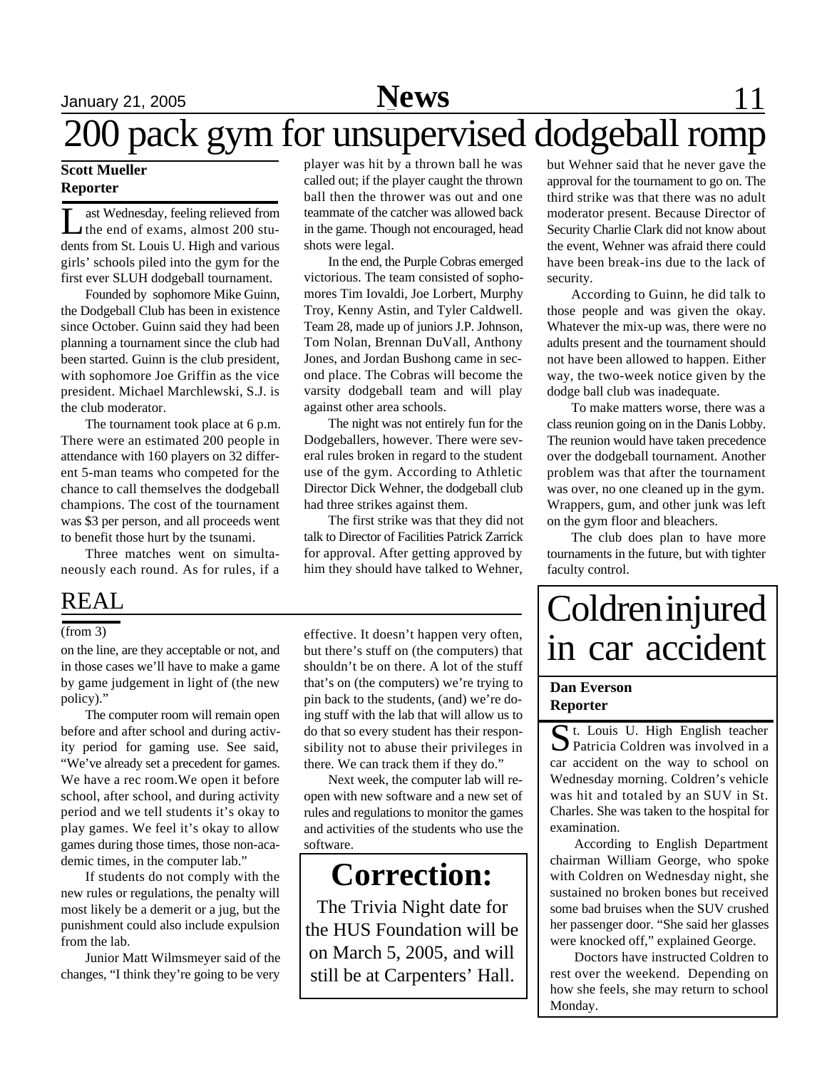# 200 pack gym for unsupervised dodgeball romp

**Scott Mueller**
**Reporter**

Last Wednesday, feeling relieved from the end of exams, almost 200 students from St. Louis U. High and various girls' schools piled into the gym for the first ever SLUH dodgeball tournament.

Founded by sophomore Mike Guinn, the Dodgeball Club has been in existence since October. Guinn said they had been planning a tournament since the club had been started. Guinn is the club president, with sophomore Joe Griffin as the vice president. Michael Marchlewski, S.J. is the club moderator.

The tournament took place at 6 p.m. There were an estimated 200 people in attendance with 160 players on 32 different 5-man teams who competed for the chance to call themselves the dodgeball champions. The cost of the tournament was $3 per person, and all proceeds went to benefit those hurt by the tsunami.

Three matches went on simultaneously each round. As for rules, if a player was hit by a thrown ball he was called out; if the player caught the thrown ball then the thrower was out and one teammate of the catcher was allowed back in the game. Though not encouraged, head shots were legal.

In the end, the Purple Cobras emerged victorious. The team consisted of sophomores Tim Iovaldi, Joe Lorbert, Murphy Troy, Kenny Astin, and Tyler Caldwell. Team 28, made up of juniors J.P. Johnson, Tom Nolan, Brennan DuVall, Anthony Jones, and Jordan Bushong came in second place. The Cobras will become the varsity dodgeball team and will play against other area schools.

The night was not entirely fun for the Dodgeballers, however. There were several rules broken in regard to the student use of the gym. According to Athletic Director Dick Wehner, the dodgeball club had three strikes against them.

The first strike was that they did not talk to Director of Facilities Patrick Zarrick for approval. After getting approved by him they should have talked to Wehner, but Wehner said that he never gave the approval for the tournament to go on. The third strike was that there was no adult moderator present. Because Director of Security Charlie Clark did not know about the event, Wehner was afraid there could have been break-ins due to the lack of security.

According to Guinn, he did talk to those people and was given the okay. Whatever the mix-up was, there were no adults present and the tournament should not have been allowed to happen. Either way, the two-week notice given by the dodge ball club was inadequate.

To make matters worse, there was a class reunion going on in the Danis Lobby. The reunion would have taken precedence over the dodgeball tournament. Another problem was that after the tournament was over, no one cleaned up in the gym. Wrappers, gum, and other junk was left on the gym floor and bleachers.

The club does plan to have more tournaments in the future, but with tighter faculty control.

## REAL

(from 3)

on the line, are they acceptable or not, and in those cases we'll have to make a game by game judgement in light of (the new policy)."

The computer room will remain open before and after school and during activity period for gaming use. See said, "We've already set a precedent for games. We have a rec room.We open it before school, after school, and during activity period and we tell students it's okay to play games. We feel it's okay to allow games during those times, those non-academic times, in the computer lab."

If students do not comply with the new rules or regulations, the penalty will most likely be a demerit or a jug, but the punishment could also include expulsion from the lab.

Junior Matt Wilmsmeyer said of the changes, "I think they're going to be very effective. It doesn't happen very often, but there's stuff on (the computers) that shouldn't be on there. A lot of the stuff that's on (the computers) we're trying to pin back to the students, (and) we're doing stuff with the lab that will allow us to do that so every student has their responsibility not to abuse their privileges in there. We can track them if they do."

Next week, the computer lab will reopen with new software and a new set of rules and regulations to monitor the games and activities of the students who use the software.

## Correction:

The Trivia Night date for the HUS Foundation will be on March 5, 2005, and will still be at Carpenters' Hall.

# Coldren injured in car accident

**Dan Everson**
**Reporter**

St. Louis U. High English teacher Patricia Coldren was involved in a car accident on the way to school on Wednesday morning. Coldren's vehicle was hit and totaled by an SUV in St. Charles. She was taken to the hospital for examination.

According to English Department chairman William George, who spoke with Coldren on Wednesday night, she sustained no broken bones but received some bad bruises when the SUV crushed her passenger door. "She said her glasses were knocked off," explained George.

Doctors have instructed Coldren to rest over the weekend. Depending on how she feels, she may return to school Monday.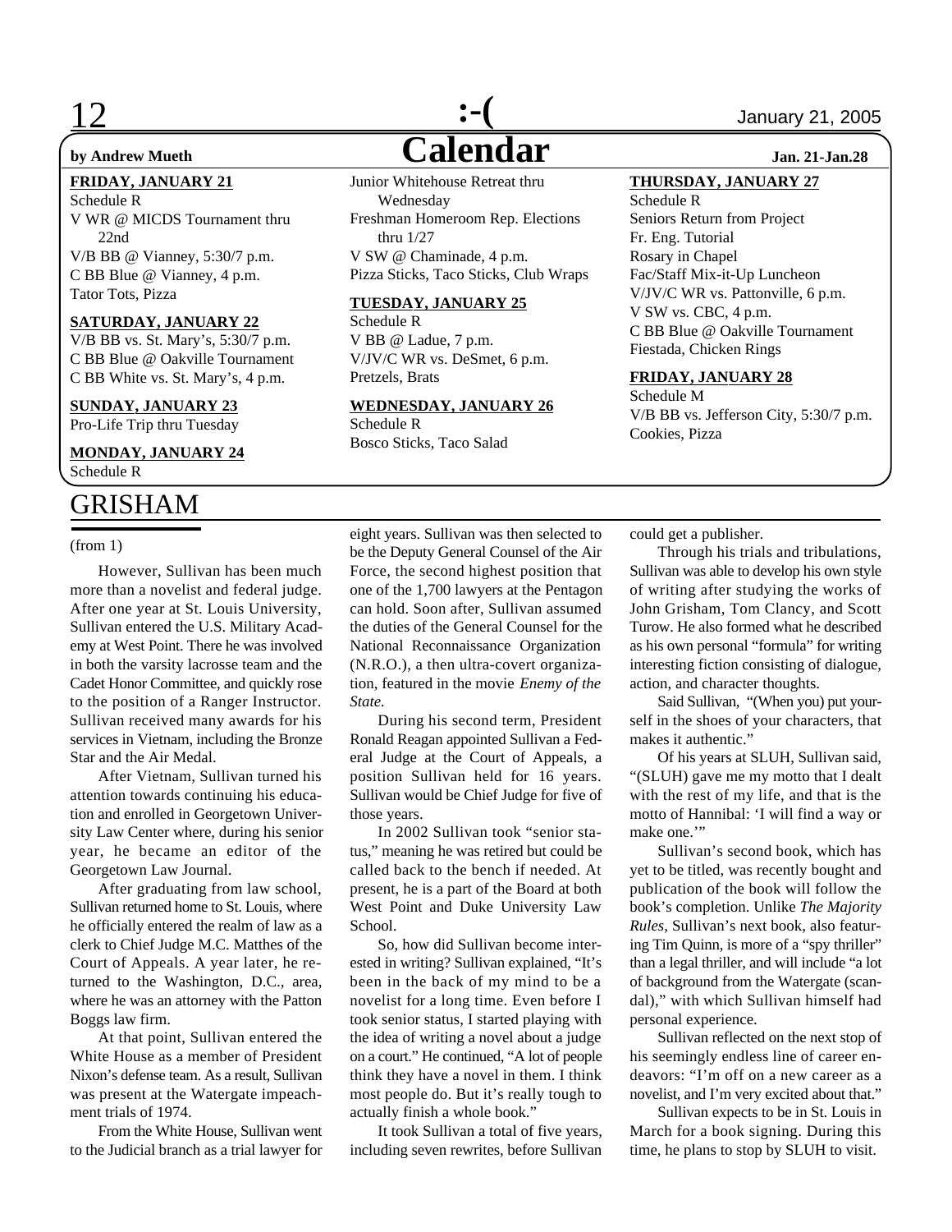:-(

# Calendar

by Andrew Mueth

Jan. 21-Jan.28

**FRIDAY, JANUARY 21**
Schedule R
V WR @ MICDS Tournament thru 22nd
V/B BB @ Vianney, 5:30/7 p.m.
C BB Blue @ Vianney, 4 p.m.
Tator Tots, Pizza

**SATURDAY, JANUARY 22**
V/B BB vs. St. Mary's, 5:30/7 p.m.
C BB Blue @ Oakville Tournament
C BB White vs. St. Mary's, 4 p.m.

**SUNDAY, JANUARY 23**
Pro-Life Trip thru Tuesday

**MONDAY, JANUARY 24**
Schedule R
Junior Whitehouse Retreat thru Wednesday
Freshman Homeroom Rep. Elections thru 1/27
V SW @ Chaminade, 4 p.m.
Pizza Sticks, Taco Sticks, Club Wraps

**TUESDAY, JANUARY 25**
Schedule R
V BB @ Ladue, 7 p.m.
V/JV/C WR vs. DeSmet, 6 p.m.
Pretzels, Brats

**WEDNESDAY, JANUARY 26**
Schedule R
Bosco Sticks, Taco Salad

**THURSDAY, JANUARY 27**
Schedule R
Seniors Return from Project
Fr. Eng. Tutorial
Rosary in Chapel
Fac/Staff Mix-it-Up Luncheon
V/JV/C WR vs. Pattonville, 6 p.m.
V SW vs. CBC, 4 p.m.
C BB Blue @ Oakville Tournament
Fiestada, Chicken Rings

**FRIDAY, JANUARY 28**
Schedule M
V/B BB vs. Jefferson City, 5:30/7 p.m.
Cookies, Pizza

## GRISHAM

(from 1)

However, Sullivan has been much more than a novelist and federal judge. After one year at St. Louis University, Sullivan entered the U.S. Military Academy at West Point. There he was involved in both the varsity lacrosse team and the Cadet Honor Committee, and quickly rose to the position of a Ranger Instructor. Sullivan received many awards for his services in Vietnam, including the Bronze Star and the Air Medal.

After Vietnam, Sullivan turned his attention towards continuing his education and enrolled in Georgetown University Law Center where, during his senior year, he became an editor of the Georgetown Law Journal.

After graduating from law school, Sullivan returned home to St. Louis, where he officially entered the realm of law as a clerk to Chief Judge M.C. Matthes of the Court of Appeals. A year later, he returned to the Washington, D.C., area, where he was an attorney with the Patton Boggs law firm.

At that point, Sullivan entered the White House as a member of President Nixon's defense team. As a result, Sullivan was present at the Watergate impeachment trials of 1974.

From the White House, Sullivan went to the Judicial branch as a trial lawyer for eight years. Sullivan was then selected to be the Deputy General Counsel of the Air Force, the second highest position that one of the 1,700 lawyers at the Pentagon can hold. Soon after, Sullivan assumed the duties of the General Counsel for the National Reconnaissance Organization (N.R.O.), a then ultra-covert organization, featured in the movie *Enemy of the State.*

During his second term, President Ronald Reagan appointed Sullivan a Federal Judge at the Court of Appeals, a position Sullivan held for 16 years. Sullivan would be Chief Judge for five of those years.

In 2002 Sullivan took "senior status," meaning he was retired but could be called back to the bench if needed. At present, he is a part of the Board at both West Point and Duke University Law School.

So, how did Sullivan become interested in writing? Sullivan explained, "It's been in the back of my mind to be a novelist for a long time. Even before I took senior status, I started playing with the idea of writing a novel about a judge on a court." He continued, "A lot of people think they have a novel in them. I think most people do. But it's really tough to actually finish a whole book."

It took Sullivan a total of five years, including seven rewrites, before Sullivan could get a publisher.

Through his trials and tribulations, Sullivan was able to develop his own style of writing after studying the works of John Grisham, Tom Clancy, and Scott Turow. He also formed what he described as his own personal "formula" for writing interesting fiction consisting of dialogue, action, and character thoughts.

Said Sullivan, "(When you) put yourself in the shoes of your characters, that makes it authentic."

Of his years at SLUH, Sullivan said, "(SLUH) gave me my motto that I dealt with the rest of my life, and that is the motto of Hannibal: 'I will find a way or make one.'"

Sullivan's second book, which has yet to be titled, was recently bought and publication of the book will follow the book's completion. Unlike *The Majority Rules*, Sullivan's next book, also featuring Tim Quinn, is more of a "spy thriller" than a legal thriller, and will include "a lot of background from the Watergate (scandal)," with which Sullivan himself had personal experience.

Sullivan reflected on the next stop of his seemingly endless line of career endeavors: "I'm off on a new career as a novelist, and I'm very excited about that."

Sullivan expects to be in St. Louis in March for a book signing. During this time, he plans to stop by SLUH to visit.